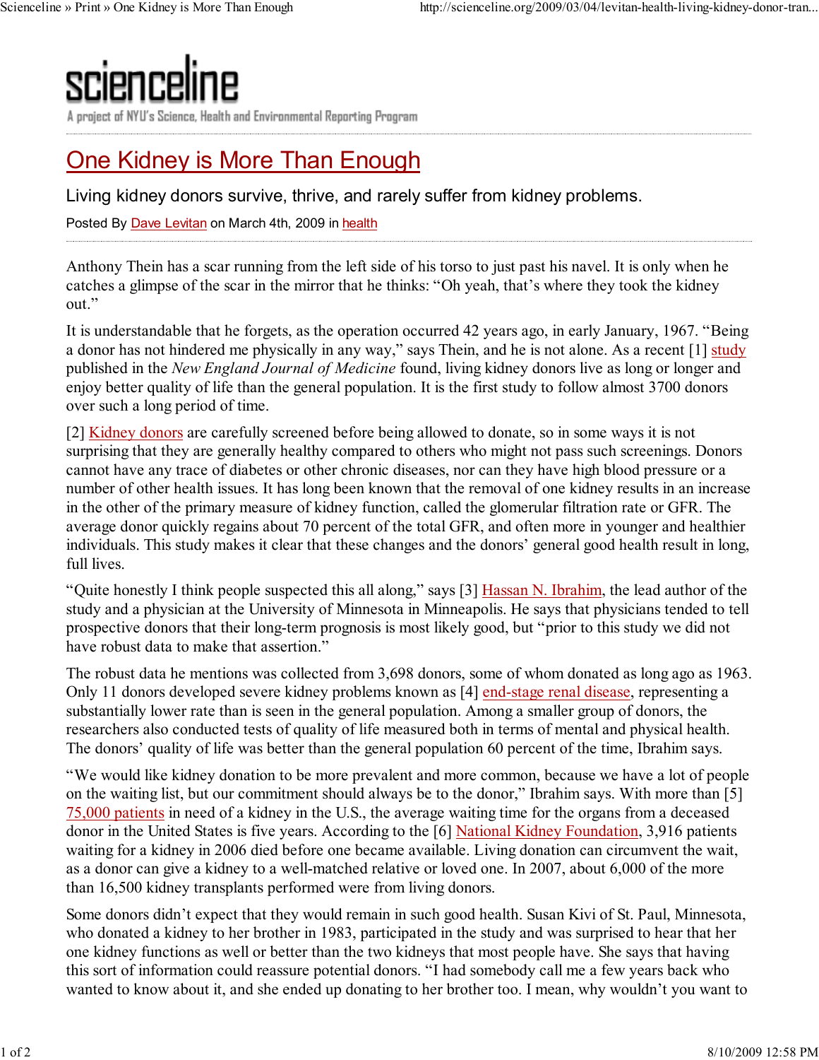sciencline

A project of NYU's Science, Health and Environmental Reporting Program

# One Kidney is More Than Enough

Living kidney donors survive, thrive, and rarely suffer from kidney problems.

Posted By Dave Levitan on March 4th, 2009 in health

Anthony Thein has a scar running from the left side of his torso to just past his navel. It is only when he catches a glimpse of the scar in the mirror that he thinks: "Oh yeah, that's where they took the kidney out."

It is understandable that he forgets, as the operation occurred 42 years ago, in early January, 1967. "Being a donor has not hindered me physically in any way," says Thein, and he is not alone. As a recent [1] study published in the *New England Journal of Medicine* found, living kidney donors live as long or longer and enjoy better quality of life than the general population. It is the first study to follow almost 3700 donors over such a long period of time.

[2] Kidney donors are carefully screened before being allowed to donate, so in some ways it is not surprising that they are generally healthy compared to others who might not pass such screenings. Donors cannot have any trace of diabetes or other chronic diseases, nor can they have high blood pressure or a number of other health issues. It has long been known that the removal of one kidney results in an increase in the other of the primary measure of kidney function, called the glomerular filtration rate or GFR. The average donor quickly regains about 70 percent of the total GFR, and often more in younger and healthier individuals. This study makes it clear that these changes and the donors' general good health result in long, full lives.

"Quite honestly I think people suspected this all along," says [3] Hassan N. Ibrahim, the lead author of the study and a physician at the University of Minnesota in Minneapolis. He says that physicians tended to tell prospective donors that their long-term prognosis is most likely good, but "prior to this study we did not have robust data to make that assertion."

The robust data he mentions was collected from 3,698 donors, some of whom donated as long ago as 1963. Only 11 donors developed severe kidney problems known as [4] end-stage renal disease, representing a substantially lower rate than is seen in the general population. Among a smaller group of donors, the researchers also conducted tests of quality of life measured both in terms of mental and physical health. The donors' quality of life was better than the general population 60 percent of the time, Ibrahim says.

"We would like kidney donation to be more prevalent and more common, because we have a lot of people on the waiting list, but our commitment should always be to the donor," Ibrahim says. With more than [5] 75,000 patients in need of a kidney in the U.S., the average waiting time for the organs from a deceased donor in the United States is five years. According to the [6] National Kidney Foundation, 3,916 patients waiting for a kidney in 2006 died before one became available. Living donation can circumvent the wait, as a donor can give a kidney to a well-matched relative or loved one. In 2007, about 6,000 of the more than 16,500 kidney transplants performed were from living donors.

Some donors didn't expect that they would remain in such good health. Susan Kivi of St. Paul, Minnesota, who donated a kidney to her brother in 1983, participated in the study and was surprised to hear that her one kidney functions as well or better than the two kidneys that most people have. She says that having this sort of information could reassure potential donors. "I had somebody call me a few years back who wanted to know about it, and she ended up donating to her brother too. I mean, why wouldn't you want to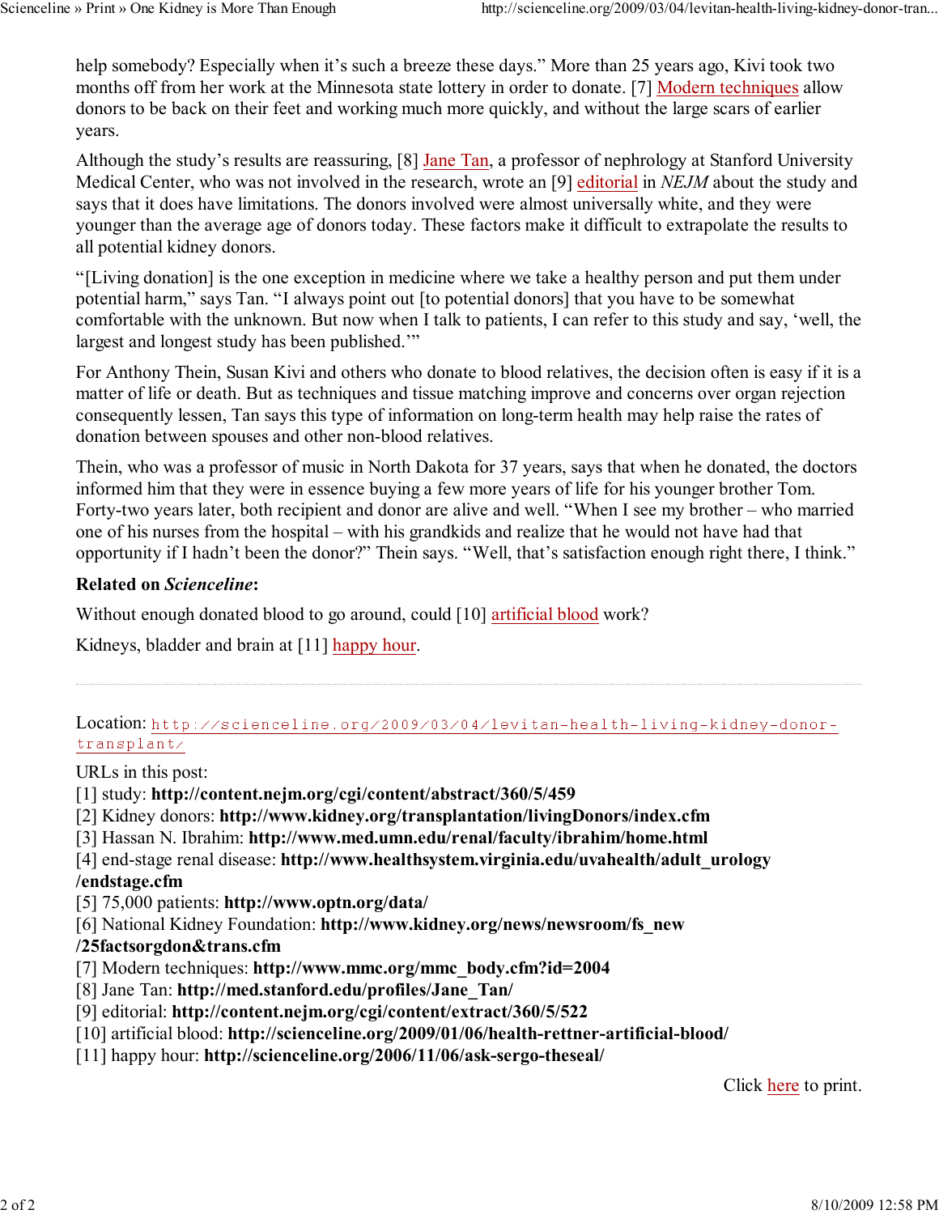help somebody? Especially when it's such a breeze these days." More than 25 years ago, Kivi took two months off from her work at the Minnesota state lottery in order to donate. [7] Modern techniques allow donors to be back on their feet and working much more quickly, and without the large scars of earlier years.

Although the study's results are reassuring, [8] Jane Tan, a professor of nephrology at Stanford University Medical Center, who was not involved in the research, wrote an [9] editorial in *NEJM* about the study and says that it does have limitations. The donors involved were almost universally white, and they were younger than the average age of donors today. These factors make it difficult to extrapolate the results to all potential kidney donors.

"[Living donation] is the one exception in medicine where we take a healthy person and put them under potential harm," says Tan. "I always point out [to potential donors] that you have to be somewhat comfortable with the unknown. But now when I talk to patients, I can refer to this study and say, 'well, the largest and longest study has been published.'"

For Anthony Thein, Susan Kivi and others who donate to blood relatives, the decision often is easy if it is a matter of life or death. But as techniques and tissue matching improve and concerns over organ rejection consequently lessen, Tan says this type of information on long-term health may help raise the rates of donation between spouses and other non-blood relatives.

Thein, who was a professor of music in North Dakota for 37 years, says that when he donated, the doctors informed him that they were in essence buying a few more years of life for his younger brother Tom. Forty-two years later, both recipient and donor are alive and well. "When I see my brother – who married one of his nurses from the hospital – with his grandkids and realize that he would not have had that opportunity if I hadn't been the donor?" Thein says. "Well, that's satisfaction enough right there, I think."

**Related on *Scienceline*:**

Without enough donated blood to go around, could [10] artificial blood work?

Kidneys, bladder and brain at [11] happy hour.

---

Location: http://scienceline.org/2009/03/04/levitan-health-living-kidney-donor-transplant/

URLs in this post:
[1] study: **http://content.nejm.org/cgi/content/abstract/360/5/459**
[2] Kidney donors: **http://www.kidney.org/transplantation/livingDonors/index.cfm**
[3] Hassan N. Ibrahim: **http://www.med.umn.edu/renal/faculty/ibrahim/home.html**
[4] end-stage renal disease: **http://www.healthsystem.virginia.edu/uvahealth/adult_urology/endstage.cfm**
[5] 75,000 patients: **http://www.optn.org/data/**
[6] National Kidney Foundation: **http://www.kidney.org/news/newsroom/fs_new/25factsorgdon&trans.cfm**
[7] Modern techniques: **http://www.mmc.org/mmc_body.cfm?id=2004**
[8] Jane Tan: **http://med.stanford.edu/profiles/Jane_Tan/**
[9] editorial: **http://content.nejm.org/cgi/content/extract/360/5/522**
[10] artificial blood: **http://scienceline.org/2009/01/06/health-rettner-artificial-blood/**
[11] happy hour: **http://scienceline.org/2006/11/06/ask-sergo-theseal/**

Click here to print.